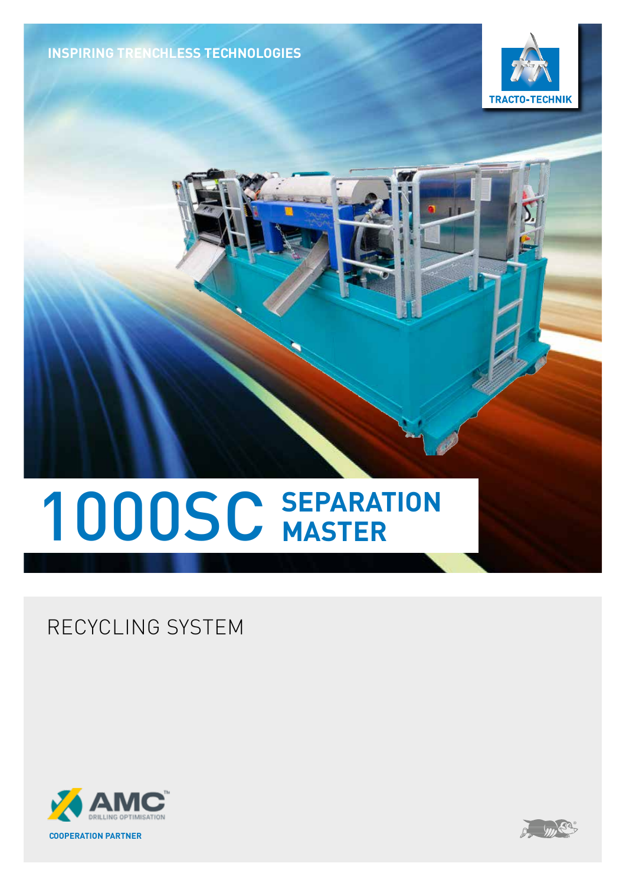INSPIRING TRENCHLESS TECHNOLOGIES

TRACTO-TECHNIK

# 1000SC SEPARATION MASTER

## RECYCLING SYSTEM

AMC DRILLING OPTIMISATION

COOPERATION PARTNER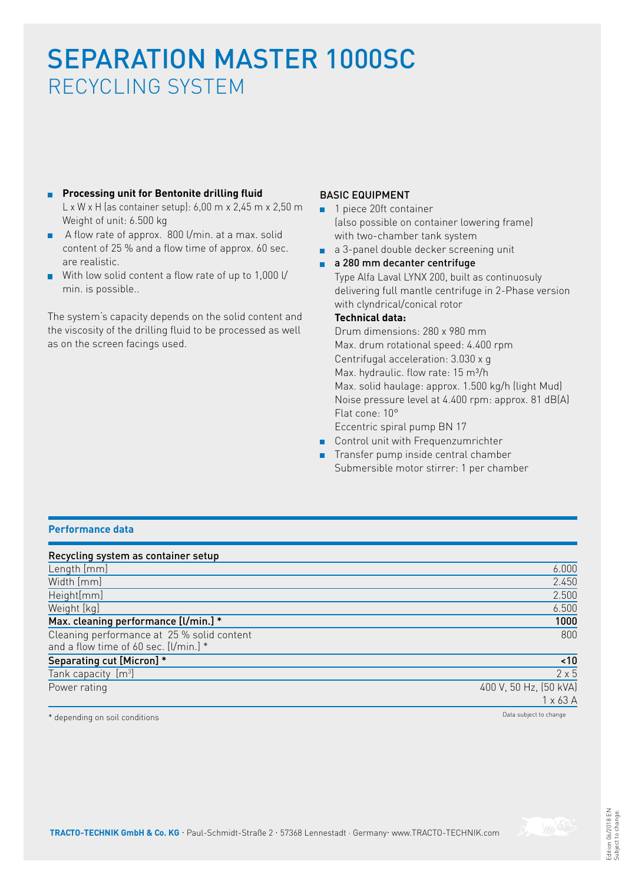# SEPARATION MASTER 1000SC

## RECYCLING SYSTEM

- **Processing unit for Bentonite drilling fluid**
  L x W x H (as container setup): 6,00 m x 2,45 m x 2,50 m
  Weight of unit: 6.500 kg
- A flow rate of approx. 800 l/min. at a max. solid content of 25 % and a flow time of approx. 60 sec. are realistic.
- With low solid content a flow rate of up to 1,000 l/min. is possible..

The system's capacity depends on the solid content and the viscosity of the drilling fluid to be processed as well as on the screen facings used.

### BASIC EQUIPMENT

- 1 piece 20ft container
  (also possible on container lowering frame)
  with two-chamber tank system
- a 3-panel double decker screening unit
- **a 280 mm decanter centrifuge**
  Type Alfa Laval LYNX 200, built as continuosuly delivering full mantle centrifuge in 2-Phase version with clyndrical/conical rotor
  **Technical data:**
  Drum dimensions: 280 x 980 mm
  Max. drum rotational speed: 4.400 rpm
  Centrifugal acceleration: 3.030 x g
  Max. hydraulic. flow rate: 15 m³/h
  Max. solid haulage: approx. 1.500 kg/h (light Mud)
  Noise pressure level at 4.400 rpm: approx. 81 dB(A)
  Flat cone: 10°
  Eccentric spiral pump BN 17
- Control unit with Frequenzumrichter
- Transfer pump inside central chamber
  Submersible motor stirrer: 1 per chamber

### Performance data

| | |
|---|---|
| **Recycling system as container setup** | |
| Length [mm] | 6.000 |
| Width [mm] | 2.450 |
| Height[mm] | 2.500 |
| Weight [kg] | 6.500 |
| **Max. cleaning performance [l/min.] *** | **1000** |
| Cleaning performance at 25 % solid content and a flow time of 60 sec. [l/min.] * | 800 |
| **Separating cut [Micron] *** | **<10** |
| Tank capacity [m³] | 2 x 5 |
| Power rating | 400 V, 50 Hz, (50 kVA) 1 x 63 A |

* depending on soil conditions

Data subject to change

**TRACTO-TECHNIK GmbH & Co. KG** · Paul-Schmidt-Straße 2 · 57368 Lennestadt · Germany· www.TRACTO-TECHNIK.com

Edition 06/2018 EN
Subject to change.